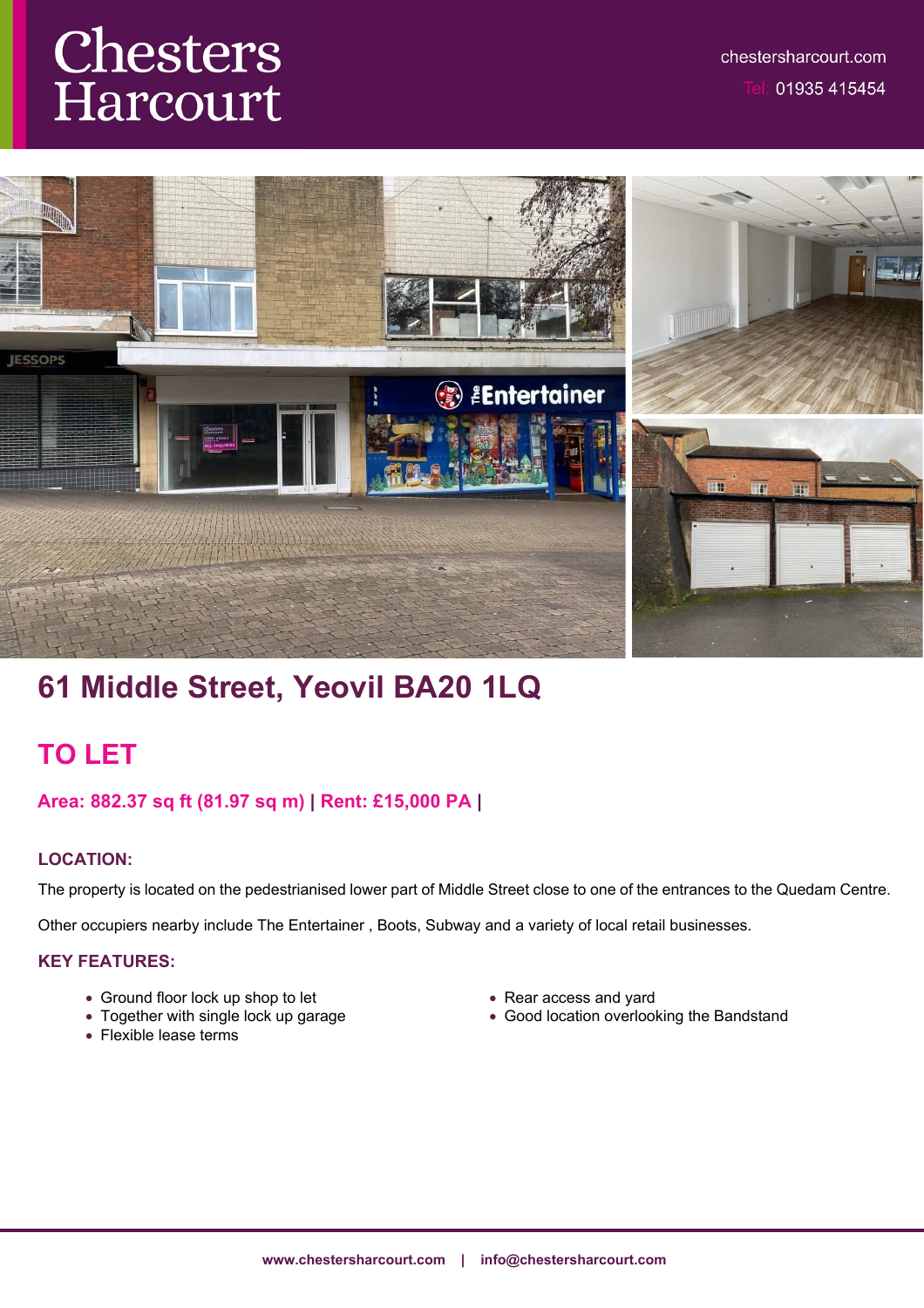# Chesters Harcourt

chestersharcourt.com

Tel: 01935 415454

## 61 Middle Street, Yeovil BA20 1LQ

## TO LET

**Area: 882.37 sq ft (81.97 sq m) | Rent: £15,000 PA |**

### LOCATION:

The property is located on the pedestrianised lower part of Middle Street close to one of the entrances to the Quedam Centre.

Other occupiers nearby include The Entertainer , Boots, Subway and a variety of local retail businesses.

### KEY FEATURES:

- Ground floor lock up shop to let
- Together with single lock up garage
- Flexible lease terms
- Rear access and yard
- Good location overlooking the Bandstand

www.chestersharcourt.com | info@chestersharcourt.com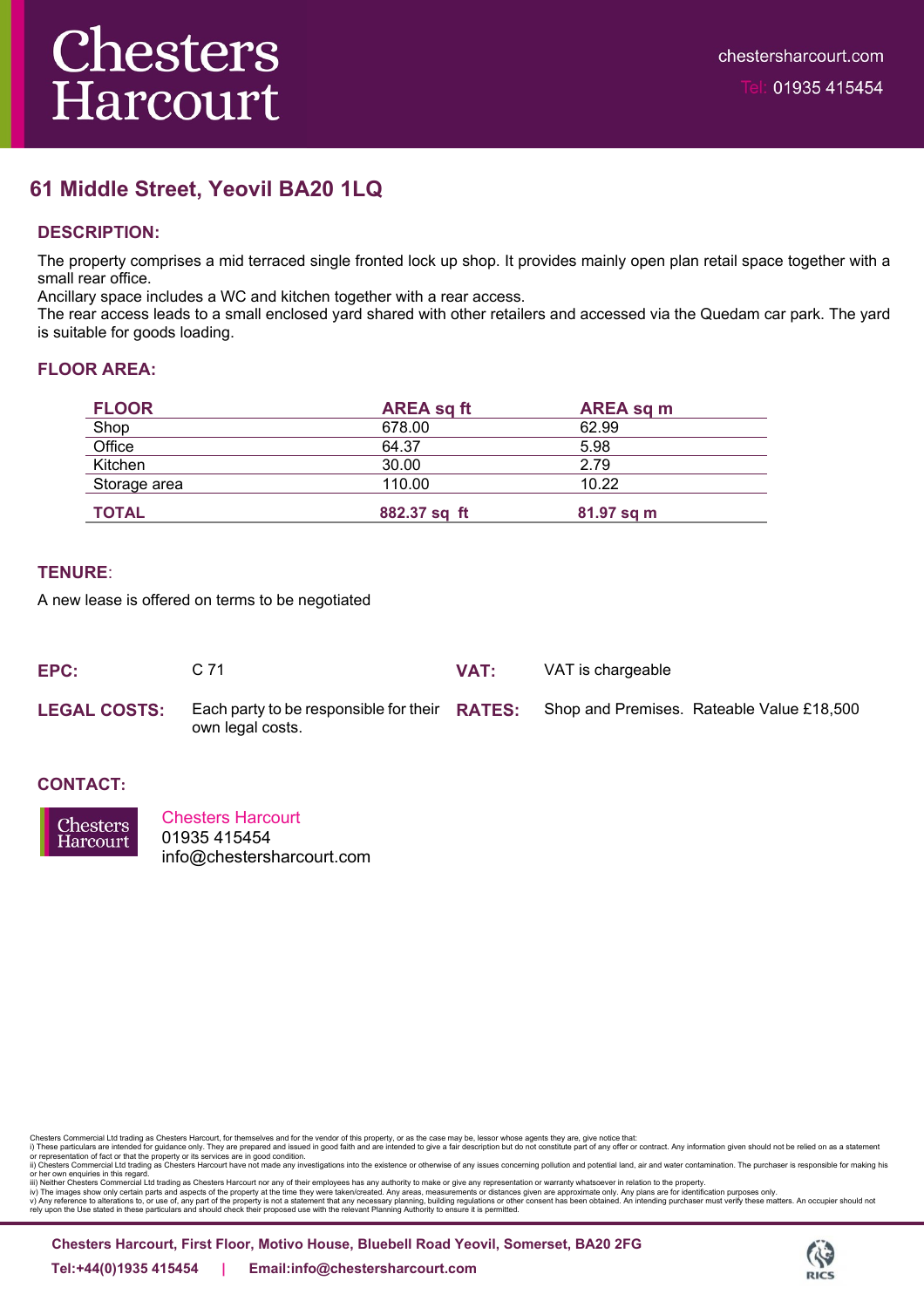# 61 Middle Street, Yeovil BA20 1LQ

## DESCRIPTION:

The property comprises a mid terraced single fronted lock up shop. It provides mainly open plan retail space together with a small rear office.
Ancillary space includes a WC and kitchen together with a rear access.
The rear access leads to a small enclosed yard shared with other retailers and accessed via the Quedam car park. The yard is suitable for goods loading.

## FLOOR AREA:

| FLOOR | AREA sq ft | AREA sq m |
|---|---|---|
| Shop | 678.00 | 62.99 |
| Office | 64.37 | 5.98 |
| Kitchen | 30.00 | 2.79 |
| Storage area | 110.00 | 10.22 |
| **TOTAL** | **882.37 sq ft** | **81.97 sq m** |

## TENURE:

A new lease is offered on terms to be negotiated

**EPC:** C 71

**VAT:** VAT is chargeable

**LEGAL COSTS:** Each party to be responsible for their own legal costs.

**RATES:** Shop and Premises. Rateable Value £18,500

## CONTACT:

Chesters Harcourt
01935 415454
info@chestersharcourt.com

Chesters Commercial Ltd trading as Chesters Harcourt, for themselves and for the vendor of this property, or as the case may be, lessor whose agents they are, give notice that:
i) These particulars are intended for guidance only. They are prepared and issued in good faith and are intended to give a fair description but do not constitute part of any offer or contract. Any information given should not be relied on as a statement or representation of fact or that the property or its services are in good condition.
ii) Chesters Commercial Ltd trading as Chesters Harcourt have not made any investigations into the existence or otherwise of any issues concerning pollution and potential land, air and water contamination. The purchaser is responsible for making his or her own enquiries in this regard.
iii) Neither Chesters Commercial Ltd trading as Chesters Harcourt nor any of their employees has any authority to make or give any representation or warranty whatsoever in relation to the property.
iv) The images show only certain parts and aspects of the property at the time they were taken/created. Any areas, measurements or distances given are approximate only. Any plans are for identification purposes only.
v) Any reference to alterations to, or use of, any part of the property is not a statement that any necessary planning, building regulations or other consent has been obtained. An intending purchaser must verify these matters. An occupier should not rely upon the Use stated in these particulars and should check their proposed use with the relevant Planning Authority to ensure it is permitted.